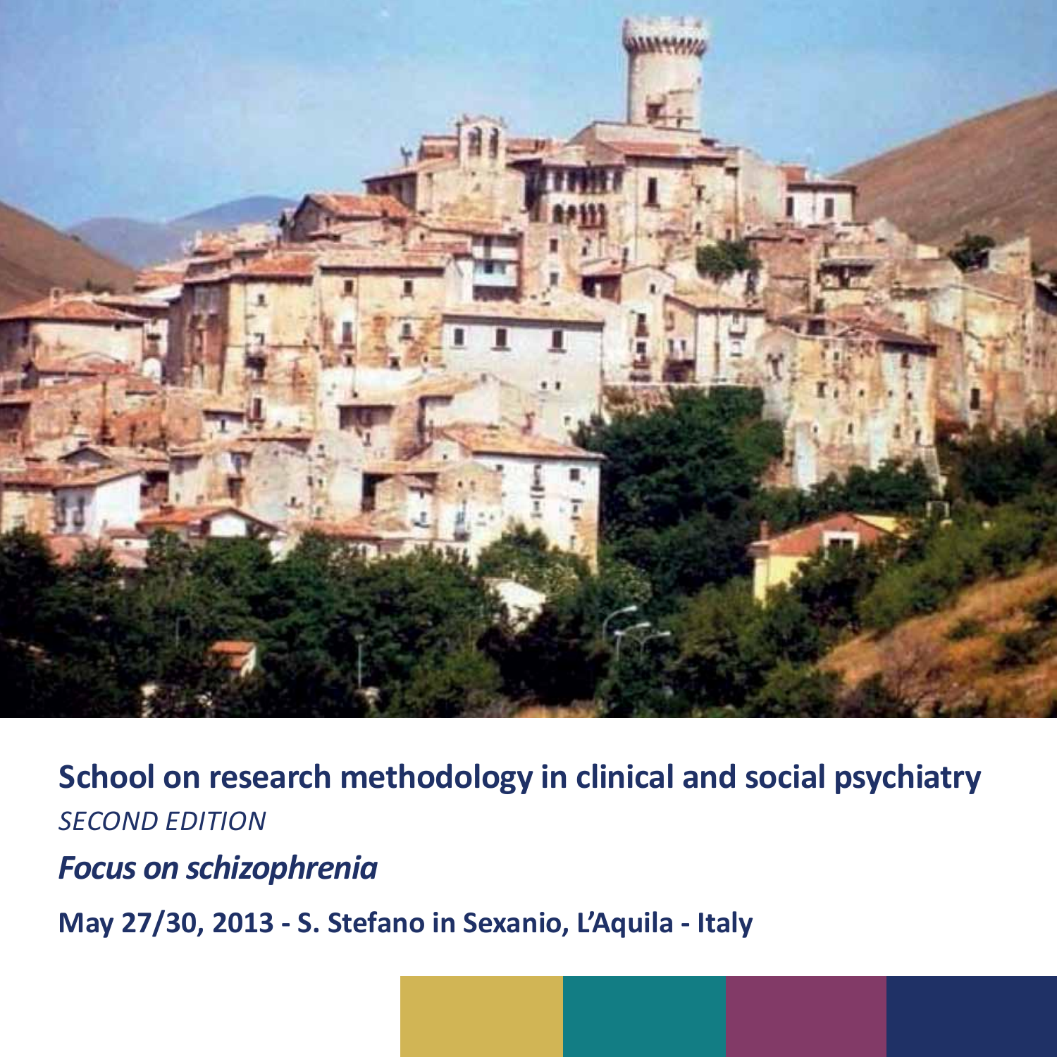# School on research methodology in clinical and social psychiatry

*SECOND EDITION*

## *Focus on schizophrenia*

**May 27/30, 2013 - S. Stefano in Sexanio, L'Aquila - Italy**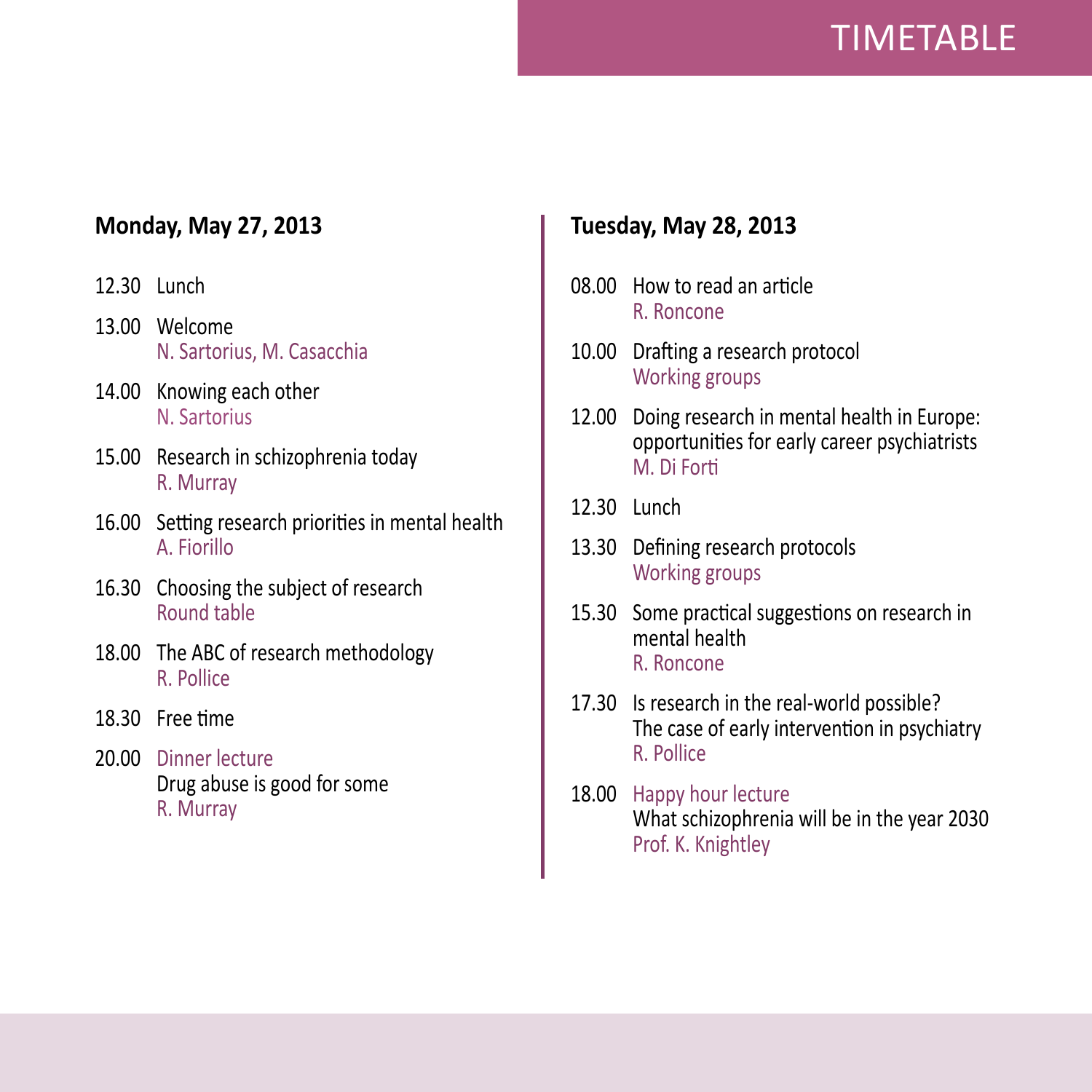# TIMETABLE

## Monday, May 27, 2013

12.30 Lunch

13.00 Welcome
N. Sartorius, M. Casacchia

14.00 Knowing each other
N. Sartorius

15.00 Research in schizophrenia today
R. Murray

16.00 Setting research priorities in mental health
A. Fiorillo

16.30 Choosing the subject of research
Round table

18.00 The ABC of research methodology
R. Pollice

18.30 Free time

20.00 Dinner lecture
Drug abuse is good for some
R. Murray

## Tuesday, May 28, 2013

08.00 How to read an article
R. Roncone

10.00 Drafting a research protocol
Working groups

12.00 Doing research in mental health in Europe: opportunities for early career psychiatrists
M. Di Forti

12.30 Lunch

13.30 Defining research protocols
Working groups

15.30 Some practical suggestions on research in mental health
R. Roncone

17.30 Is research in the real-world possible? The case of early intervention in psychiatry
R. Pollice

18.00 Happy hour lecture
What schizophrenia will be in the year 2030
Prof. K. Knightley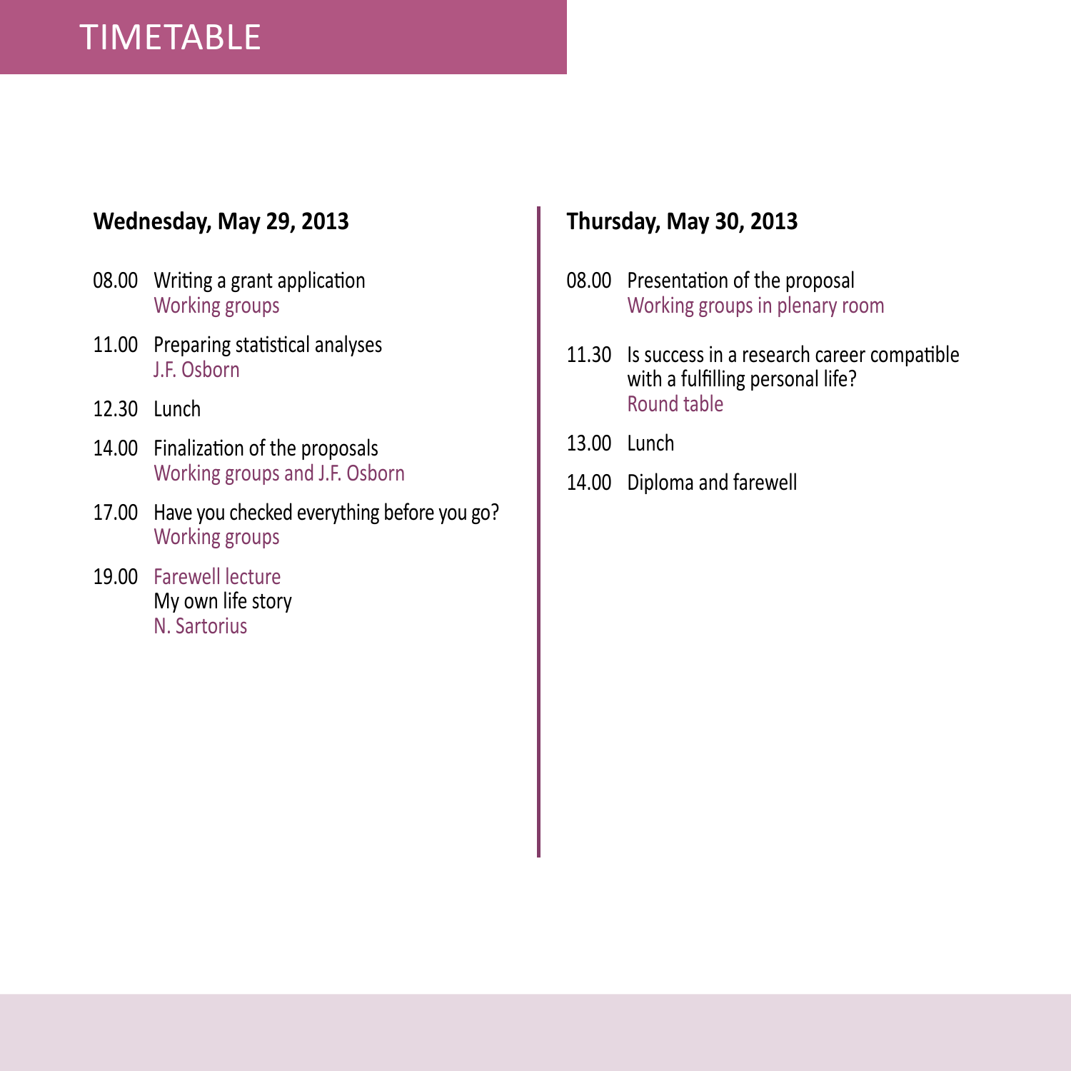# TIMETABLE

### Wednesday, May 29, 2013

08.00 Writing a grant application
Working groups

11.00 Preparing statistical analyses
J.F. Osborn

12.30 Lunch

14.00 Finalization of the proposals
Working groups and J.F. Osborn

17.00 Have you checked everything before you go?
Working groups

19.00 Farewell lecture
My own life story
N. Sartorius

### Thursday, May 30, 2013

08.00 Presentation of the proposal
Working groups in plenary room

11.30 Is success in a research career compatible with a fulfilling personal life?
Round table

13.00 Lunch

14.00 Diploma and farewell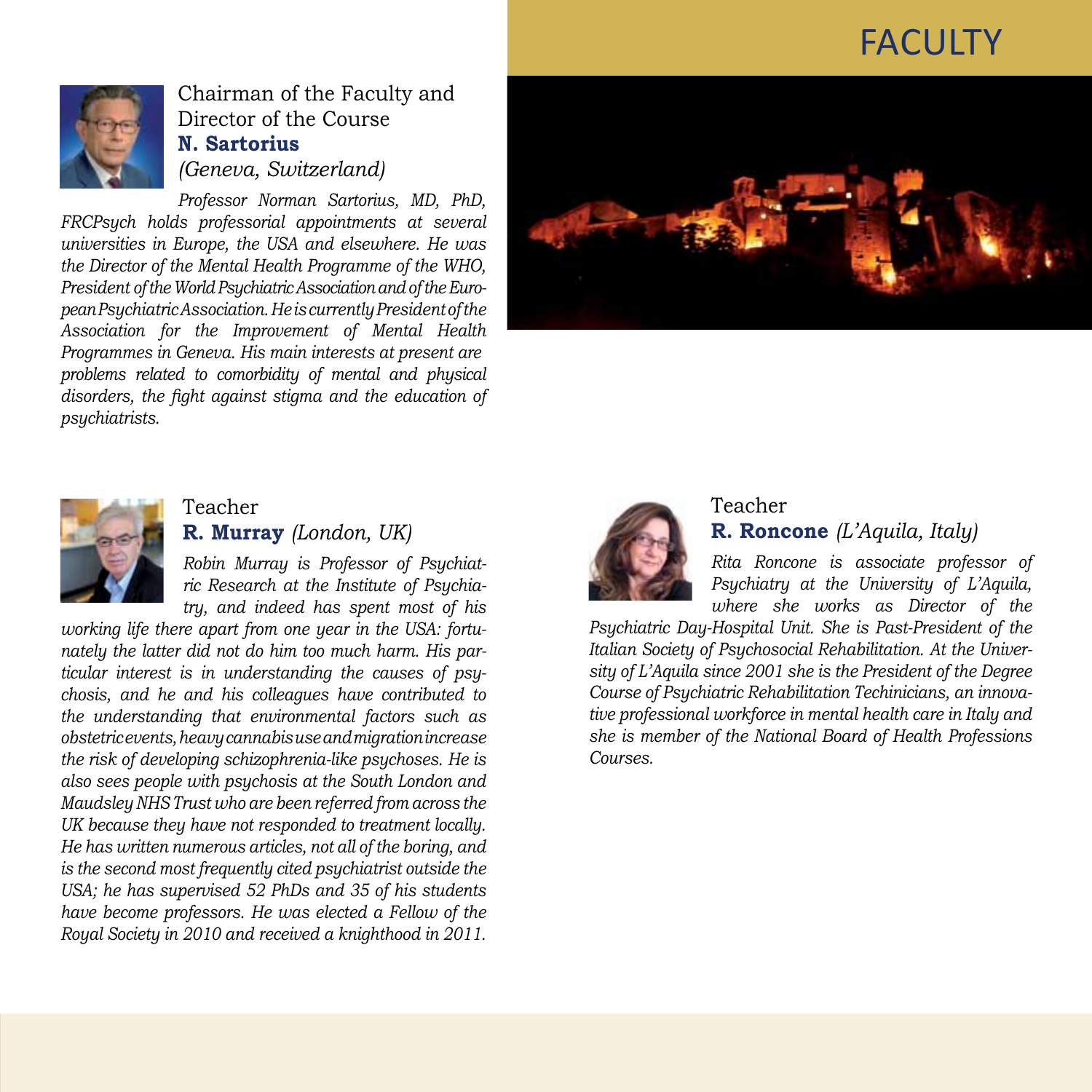# FACULTY

Chairman of the Faculty and Director of the Course
**N. Sartorius**
*(Geneva, Switzerland)*

*Professor Norman Sartorius, MD, PhD, FRCPsych holds professorial appointments at several universities in Europe, the USA and elsewhere. He was the Director of the Mental Health Programme of the WHO, President of the World Psychiatric Association and of the European Psychiatric Association. He is currently President of the Association for the Improvement of Mental Health Programmes in Geneva. His main interests at present are problems related to comorbidity of mental and physical disorders, the fight against stigma and the education of psychiatrists.*

Teacher
**R. Murray** *(London, UK)*

*Robin Murray is Professor of Psychiatric Research at the Institute of Psychiatry, and indeed has spent most of his working life there apart from one year in the USA: fortunately the latter did not do him too much harm. His particular interest is in understanding the causes of psychosis, and he and his colleagues have contributed to the understanding that environmental factors such as obstetric events, heavy cannabis use and migration increase the risk of developing schizophrenia-like psychoses. He is also sees people with psychosis at the South London and Maudsley NHS Trust who are been referred from across the UK because they have not responded to treatment locally. He has written numerous articles, not all of the boring, and is the second most frequently cited psychiatrist outside the USA; he has supervised 52 PhDs and 35 of his students have become professors. He was elected a Fellow of the Royal Society in 2010 and received a knighthood in 2011.*

Teacher
**R. Roncone** *(L'Aquila, Italy)*

*Rita Roncone is associate professor of Psychiatry at the University of L'Aquila, where she works as Director of the Psychiatric Day-Hospital Unit. She is Past-President of the Italian Society of Psychosocial Rehabilitation. At the University of L'Aquila since 2001 she is the President of the Degree Course of Psychiatric Rehabilitation Techinicians, an innovative professional workforce in mental health care in Italy and she is member of the National Board of Health Professions Courses.*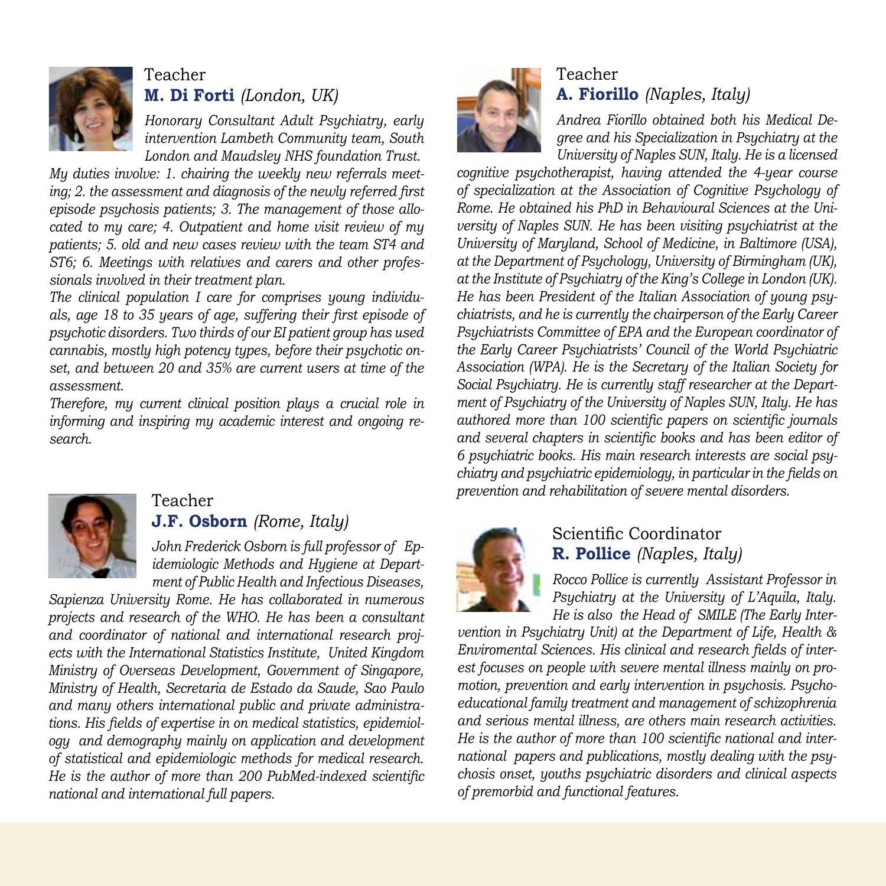Teacher

**M. Di Forti** *(London, UK)*

*Honorary Consultant Adult Psychiatry, early intervention Lambeth Community team, South London and Maudsley NHS foundation Trust.*

*My duties involve: 1. chairing the weekly new referrals meeting; 2. the assessment and diagnosis of the newly referred first episode psychosis patients; 3. The management of those allocated to my care; 4. Outpatient and home visit review of my patients; 5. old and new cases review with the team ST4 and ST6; 6. Meetings with relatives and carers and other professionals involved in their treatment plan.*

*The clinical population I care for comprises young individuals, age 18 to 35 years of age, suffering their first episode of psychotic disorders. Two thirds of our EI patient group has used cannabis, mostly high potency types, before their psychotic onset, and between 20 and 35% are current users at time of the assessment.*

*Therefore, my current clinical position plays a crucial role in informing and inspiring my academic interest and ongoing research.*

Teacher

**J.F. Osborn** *(Rome, Italy)*

*John Frederick Osborn is full professor of Epidemiologic Methods and Hygiene at Department of Public Health and Infectious Diseases, Sapienza University Rome. He has collaborated in numerous projects and research of the WHO. He has been a consultant and coordinator of national and international research projects with the International Statistics Institute, United Kingdom Ministry of Overseas Development, Government of Singapore, Ministry of Health, Secretaria de Estado da Saude, Sao Paulo and many others international public and private administrations. His fields of expertise in on medical statistics, epidemiology and demography mainly on application and development of statistical and epidemiologic methods for medical research. He is the author of more than 200 PubMed-indexed scientific national and international full papers.*

Teacher

**A. Fiorillo** *(Naples, Italy)*

*Andrea Fiorillo obtained both his Medical Degree and his Specialization in Psychiatry at the University of Naples SUN, Italy. He is a licensed cognitive psychotherapist, having attended the 4-year course of specialization at the Association of Cognitive Psychology of Rome. He obtained his PhD in Behavioural Sciences at the University of Naples SUN. He has been visiting psychiatrist at the University of Maryland, School of Medicine, in Baltimore (USA), at the Department of Psychology, University of Birmingham (UK), at the Institute of Psychiatry of the King's College in London (UK). He has been President of the Italian Association of young psychiatrists, and he is currently the chairperson of the Early Career Psychiatrists Committee of EPA and the European coordinator of the Early Career Psychiatrists' Council of the World Psychiatric Association (WPA). He is the Secretary of the Italian Society for Social Psychiatry. He is currently staff researcher at the Department of Psychiatry of the University of Naples SUN, Italy. He has authored more than 100 scientific papers on scientific journals and several chapters in scientific books and has been editor of 6 psychiatric books. His main research interests are social psychiatry and psychiatric epidemiology, in particular in the fields on prevention and rehabilitation of severe mental disorders.*

Scientific Coordinator

**R. Pollice** *(Naples, Italy)*

*Rocco Pollice is currently Assistant Professor in Psychiatry at the University of L'Aquila, Italy. He is also the Head of SMILE (The Early Intervention in Psychiatry Unit) at the Department of Life, Health & Enviromental Sciences. His clinical and research fields of interest focuses on people with severe mental illness mainly on promotion, prevention and early intervention in psychosis. Psychoeducational family treatment and management of schizophrenia and serious mental illness, are others main research activities. He is the author of more than 100 scientific national and international papers and publications, mostly dealing with the psychosis onset, youths psychiatric disorders and clinical aspects of premorbid and functional features.*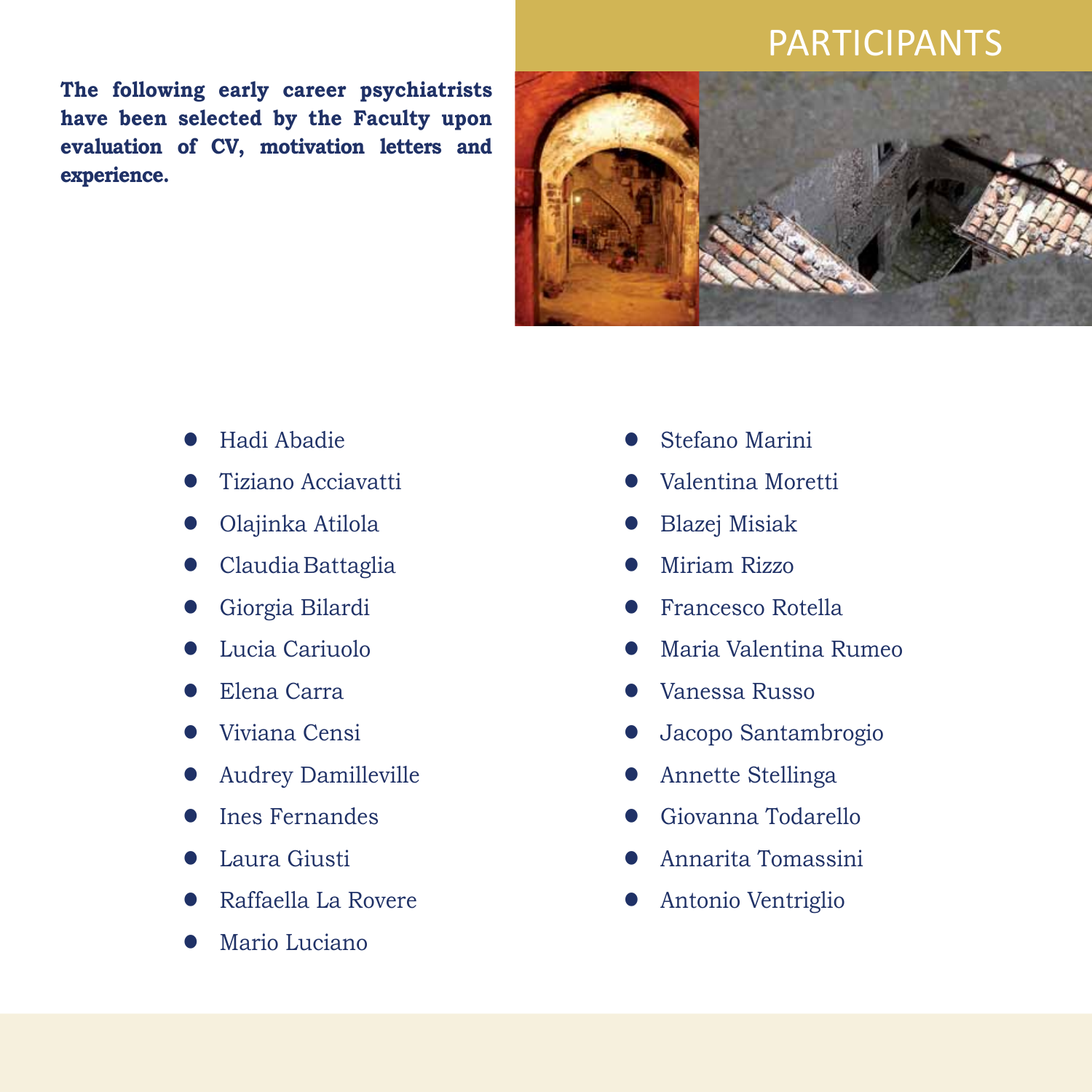# PARTICIPANTS

**The following early career psychiatrists have been selected by the Faculty upon evaluation of CV, motivation letters and experience.**

- Hadi Abadie
- Tiziano Acciavatti
- Olajinka Atilola
- Claudia Battaglia
- Giorgia Bilardi
- Lucia Cariuolo
- Elena Carra
- Viviana Censi
- Audrey Damilleville
- Ines Fernandes
- Laura Giusti
- Raffaella La Rovere
- Mario Luciano
- Stefano Marini
- Valentina Moretti
- Blazej Misiak
- Miriam Rizzo
- Francesco Rotella
- Maria Valentina Rumeo
- Vanessa Russo
- Jacopo Santambrogio
- Annette Stellinga
- Giovanna Todarello
- Annarita Tomassini
- Antonio Ventriglio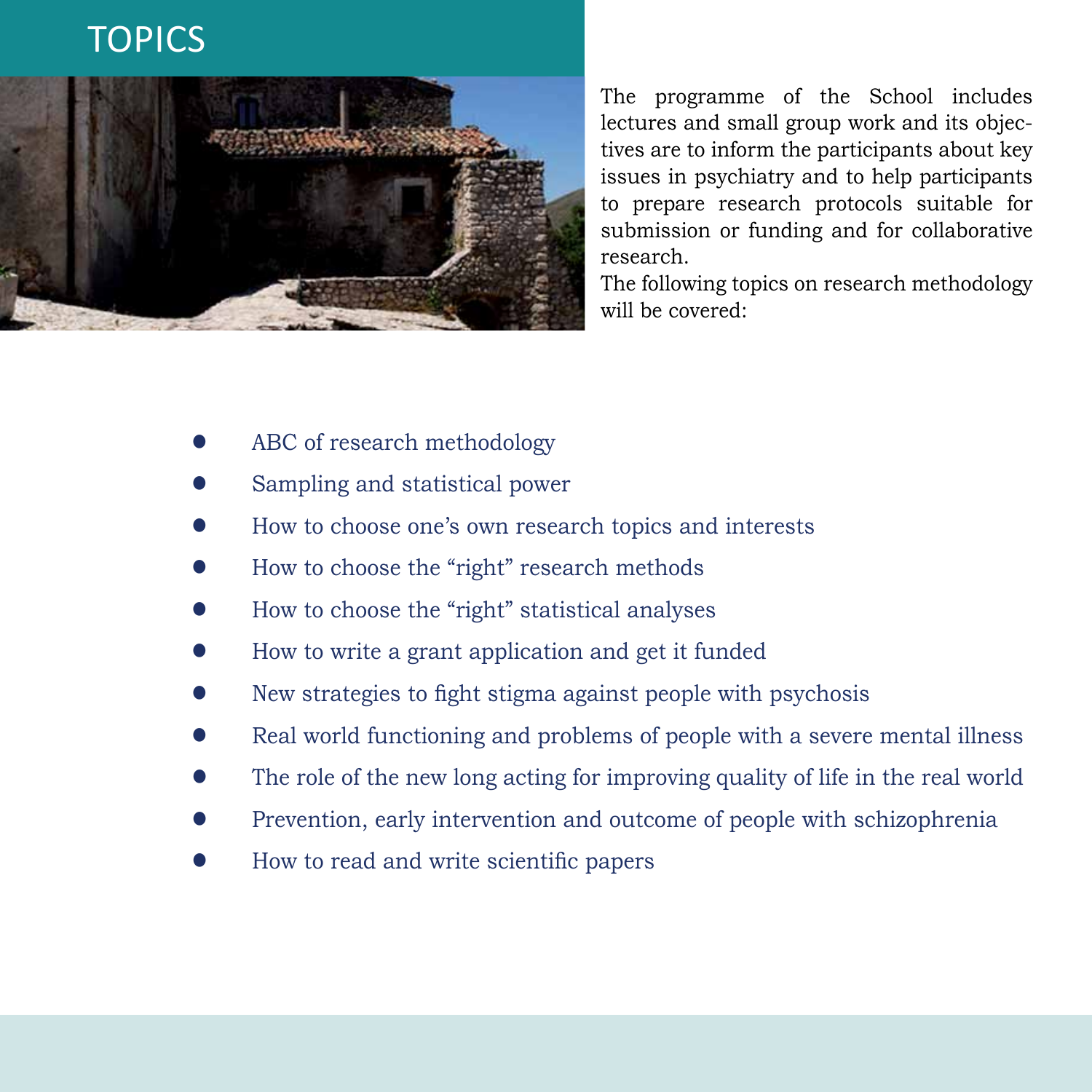# TOPICS

The programme of the School includes lectures and small group work and its objectives are to inform the participants about key issues in psychiatry and to help participants to prepare research protocols suitable for submission or funding and for collaborative research.

The following topics on research methodology will be covered:

- ABC of research methodology
- Sampling and statistical power
- How to choose one's own research topics and interests
- How to choose the "right" research methods
- How to choose the "right" statistical analyses
- How to write a grant application and get it funded
- New strategies to fight stigma against people with psychosis
- Real world functioning and problems of people with a severe mental illness
- The role of the new long acting for improving quality of life in the real world
- Prevention, early intervention and outcome of people with schizophrenia
- How to read and write scientific papers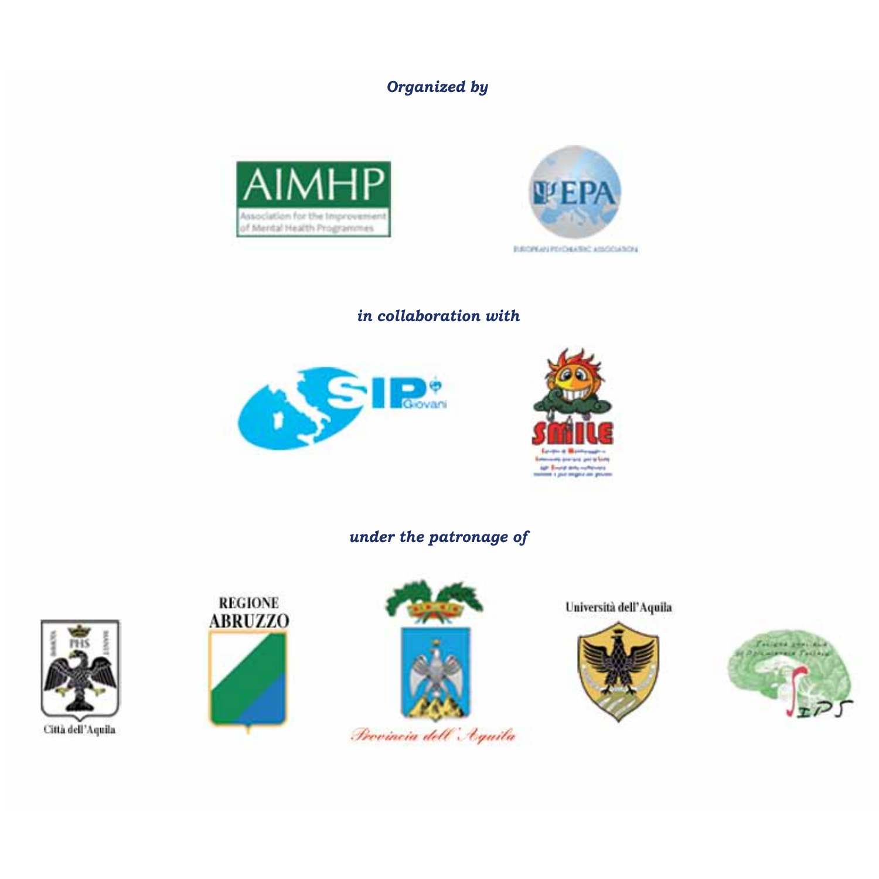*Organized by*

AIMHP

Association for the Improvement of Mental Health Programmes

EPA

EUROPEAN PSYCHIATRIC ASSOCIATION

*in collaboration with*

SIP Giovani

SMILE

*under the patronage of*

Città dell'Aquila

REGIONE ABRUZZO

Provincia dell'Aquila

Università dell'Aquila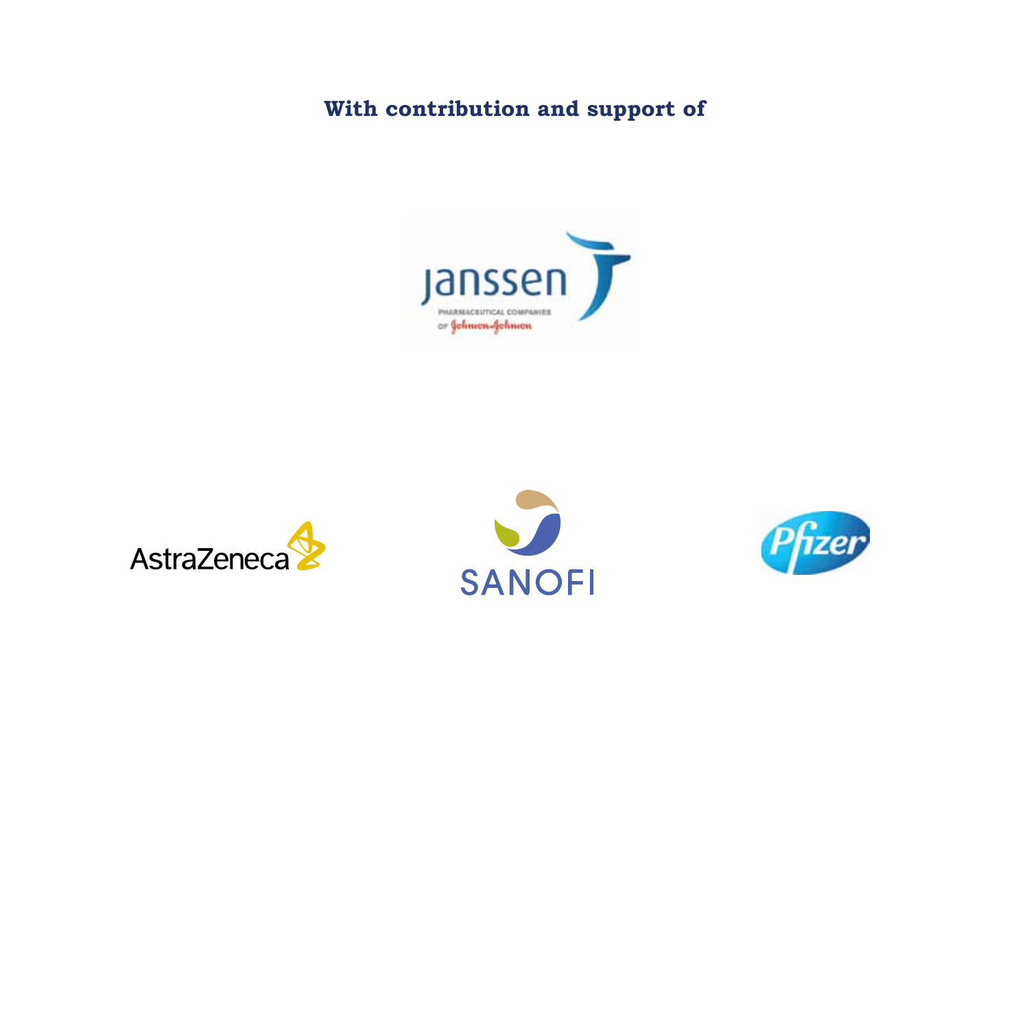**With contribution and support of**

janssen

PHARMACEUTICAL COMPANIES OF Johnson & Johnson

AstraZeneca

SANOFI

Pfizer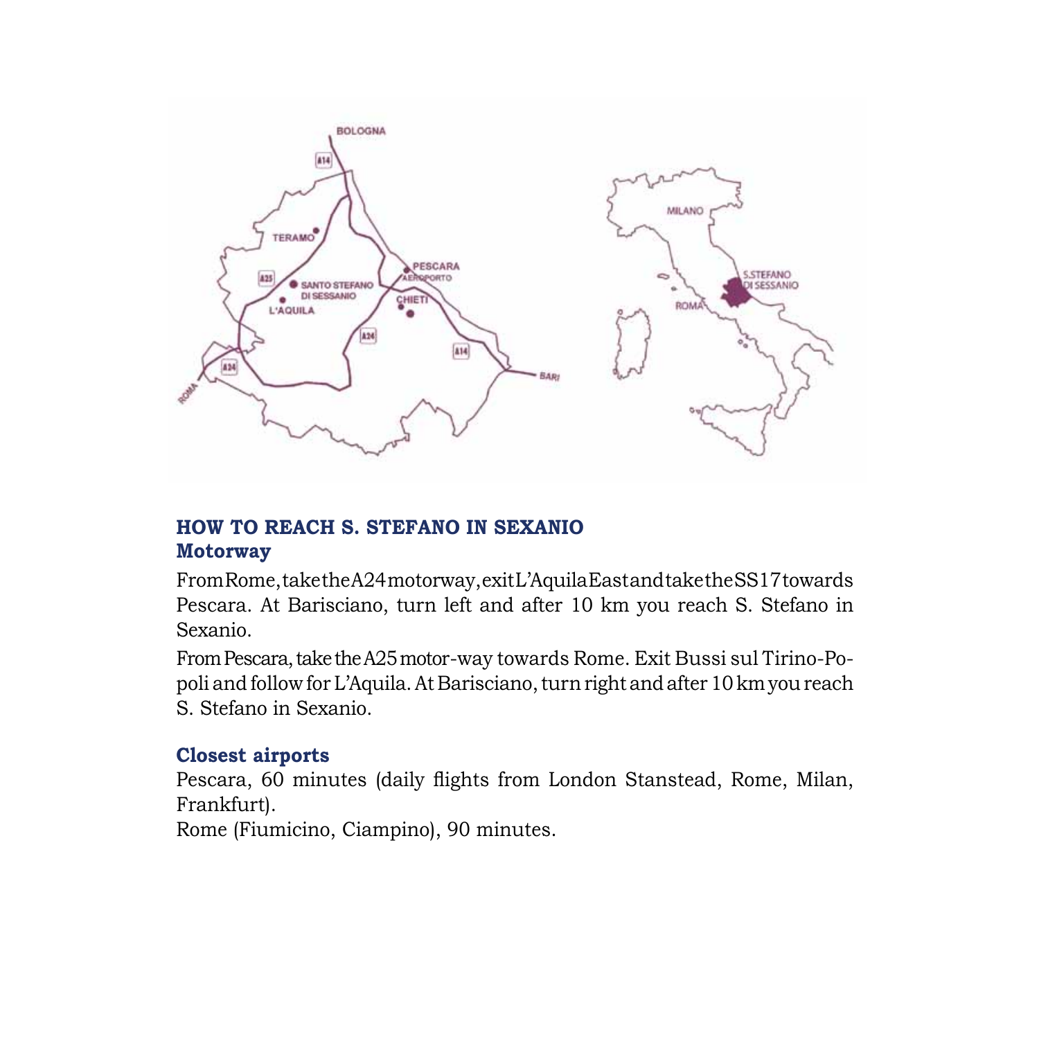## HOW TO REACH S. STEFANO IN SEXANIO

### Motorway

From Rome, take the A24 motorway, exit L'Aquila East and take the SS17 towards Pescara. At Barisciano, turn left and after 10 km you reach S. Stefano in Sexanio.

From Pescara, take the A25 motor-way towards Rome. Exit Bussi sul Tirino-Popoli and follow for L'Aquila. At Barisciano, turn right and after 10 km you reach S. Stefano in Sexanio.

### Closest airports

Pescara, 60 minutes (daily flights from London Stanstead, Rome, Milan, Frankfurt).

Rome (Fiumicino, Ciampino), 90 minutes.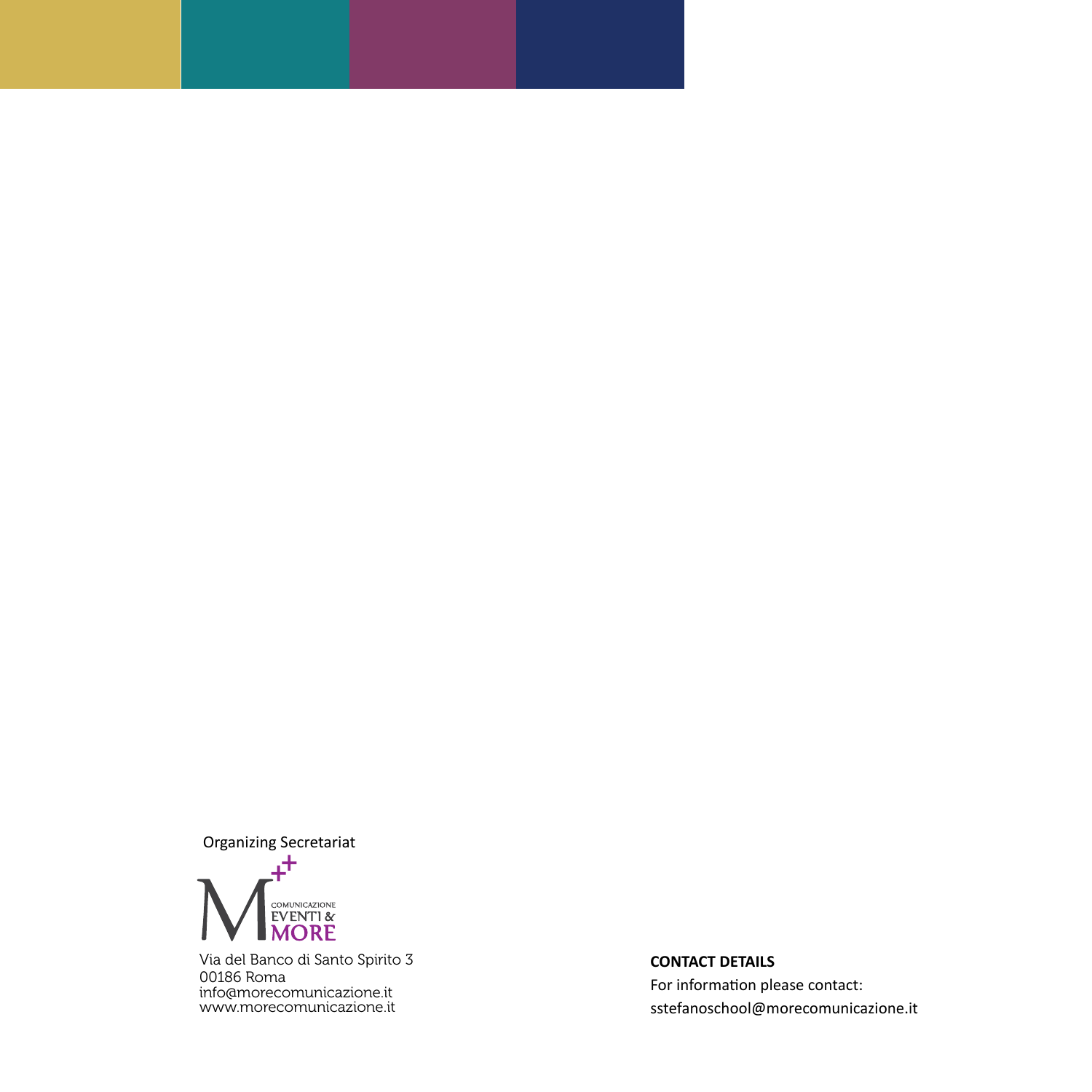Organizing Secretariat

COMUNICAZIONE EVENTI & MORE

Via del Banco di Santo Spirito 3
00186 Roma
info@morecomunicazione.it
www.morecomunicazione.it

**CONTACT DETAILS**

For information please contact:

sstefanoschool@morecomunicazione.it